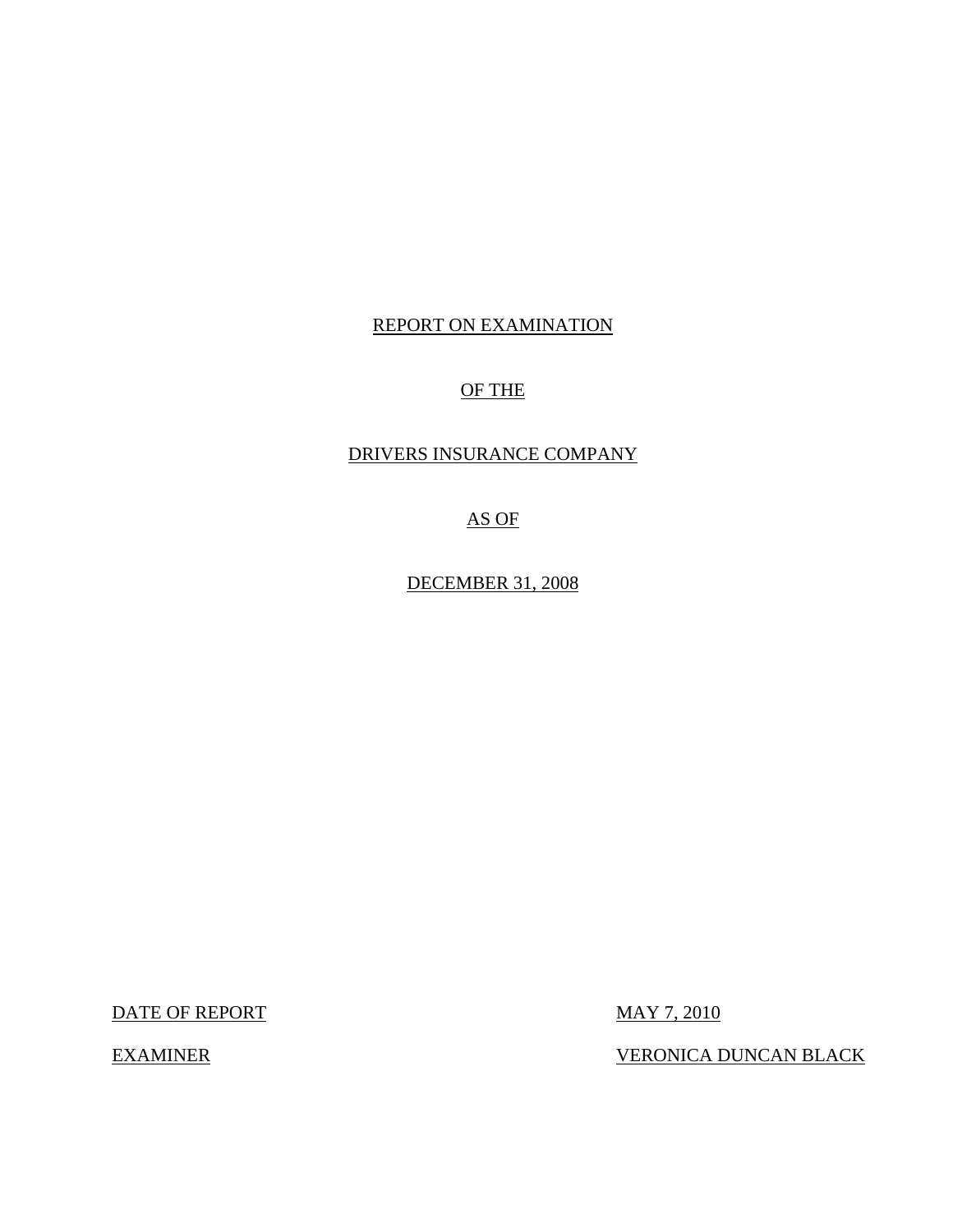REPORT ON EXAMINATION

OF THE

DRIVERS INSURANCE COMPANY

AS OF

DECEMBER 31, 2008

DATE OF REPORT MAY 7, 2010

EXAMINER VERONICA DUNCAN BLACK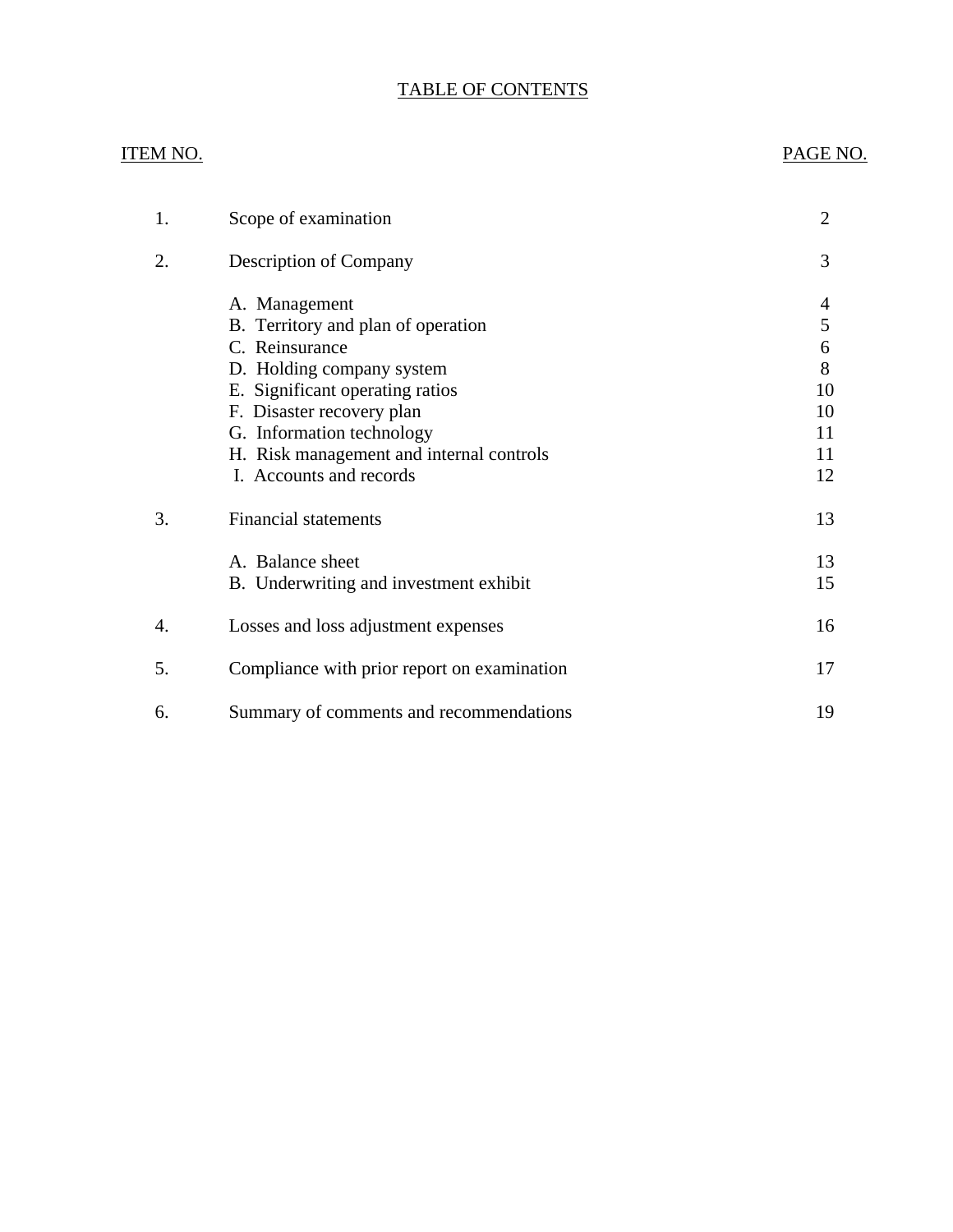# TABLE OF CONTENTS

| ITEM NO. | | PAGE NO. |
|---|---|---|
| 1. | Scope of examination | 2 |
| 2. | Description of Company | 3 |
| | A. Management | 4 |
| | B. Territory and plan of operation | 5 |
| | C. Reinsurance | 6 |
| | D. Holding company system | 8 |
| | E. Significant operating ratios | 10 |
| | F. Disaster recovery plan | 10 |
| | G. Information technology | 11 |
| | H. Risk management and internal controls | 11 |
| | I. Accounts and records | 12 |
| 3. | Financial statements | 13 |
| | A. Balance sheet | 13 |
| | B. Underwriting and investment exhibit | 15 |
| 4. | Losses and loss adjustment expenses | 16 |
| 5. | Compliance with prior report on examination | 17 |
| 6. | Summary of comments and recommendations | 19 |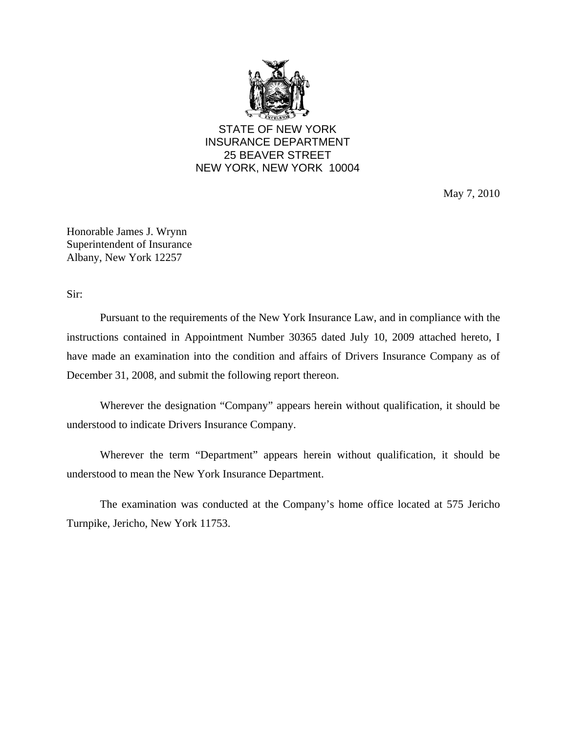STATE OF NEW YORK
INSURANCE DEPARTMENT
25 BEAVER STREET
NEW YORK, NEW YORK 10004

May 7, 2010

Honorable James J. Wrynn
Superintendent of Insurance
Albany, New York 12257

Sir:

Pursuant to the requirements of the New York Insurance Law, and in compliance with the instructions contained in Appointment Number 30365 dated July 10, 2009 attached hereto, I have made an examination into the condition and affairs of Drivers Insurance Company as of December 31, 2008, and submit the following report thereon.

Wherever the designation "Company" appears herein without qualification, it should be understood to indicate Drivers Insurance Company.

Wherever the term "Department" appears herein without qualification, it should be understood to mean the New York Insurance Department.

The examination was conducted at the Company's home office located at 575 Jericho Turnpike, Jericho, New York 11753.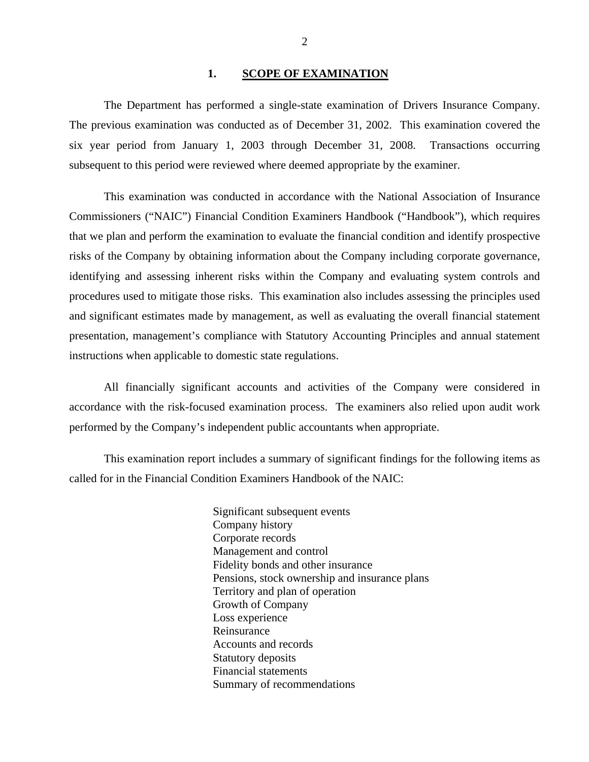## 1. SCOPE OF EXAMINATION

The Department has performed a single-state examination of Drivers Insurance Company. The previous examination was conducted as of December 31, 2002. This examination covered the six year period from January 1, 2003 through December 31, 2008. Transactions occurring subsequent to this period were reviewed where deemed appropriate by the examiner.

This examination was conducted in accordance with the National Association of Insurance Commissioners ("NAIC") Financial Condition Examiners Handbook ("Handbook"), which requires that we plan and perform the examination to evaluate the financial condition and identify prospective risks of the Company by obtaining information about the Company including corporate governance, identifying and assessing inherent risks within the Company and evaluating system controls and procedures used to mitigate those risks. This examination also includes assessing the principles used and significant estimates made by management, as well as evaluating the overall financial statement presentation, management's compliance with Statutory Accounting Principles and annual statement instructions when applicable to domestic state regulations.

All financially significant accounts and activities of the Company were considered in accordance with the risk-focused examination process. The examiners also relied upon audit work performed by the Company's independent public accountants when appropriate.

This examination report includes a summary of significant findings for the following items as called for in the Financial Condition Examiners Handbook of the NAIC:

Significant subsequent events
Company history
Corporate records
Management and control
Fidelity bonds and other insurance
Pensions, stock ownership and insurance plans
Territory and plan of operation
Growth of Company
Loss experience
Reinsurance
Accounts and records
Statutory deposits
Financial statements
Summary of recommendations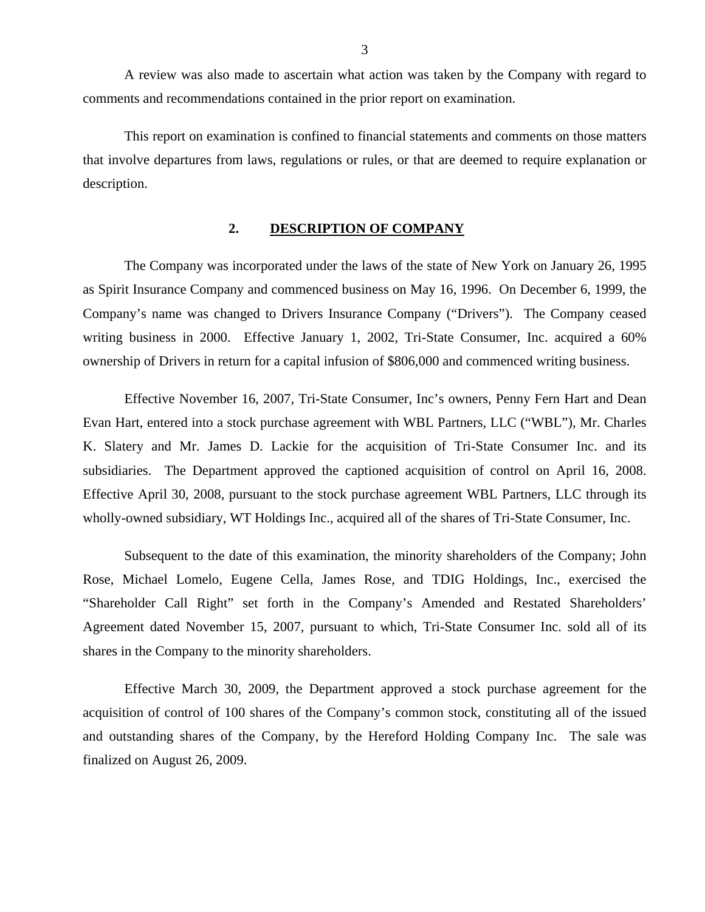A review was also made to ascertain what action was taken by the Company with regard to comments and recommendations contained in the prior report on examination.

This report on examination is confined to financial statements and comments on those matters that involve departures from laws, regulations or rules, or that are deemed to require explanation or description.

## 2. DESCRIPTION OF COMPANY

The Company was incorporated under the laws of the state of New York on January 26, 1995 as Spirit Insurance Company and commenced business on May 16, 1996. On December 6, 1999, the Company's name was changed to Drivers Insurance Company ("Drivers"). The Company ceased writing business in 2000. Effective January 1, 2002, Tri-State Consumer, Inc. acquired a 60% ownership of Drivers in return for a capital infusion of $806,000 and commenced writing business.

Effective November 16, 2007, Tri-State Consumer, Inc's owners, Penny Fern Hart and Dean Evan Hart, entered into a stock purchase agreement with WBL Partners, LLC ("WBL"), Mr. Charles K. Slatery and Mr. James D. Lackie for the acquisition of Tri-State Consumer Inc. and its subsidiaries. The Department approved the captioned acquisition of control on April 16, 2008. Effective April 30, 2008, pursuant to the stock purchase agreement WBL Partners, LLC through its wholly-owned subsidiary, WT Holdings Inc., acquired all of the shares of Tri-State Consumer, Inc.

Subsequent to the date of this examination, the minority shareholders of the Company; John Rose, Michael Lomelo, Eugene Cella, James Rose, and TDIG Holdings, Inc., exercised the "Shareholder Call Right" set forth in the Company's Amended and Restated Shareholders' Agreement dated November 15, 2007, pursuant to which, Tri-State Consumer Inc. sold all of its shares in the Company to the minority shareholders.

Effective March 30, 2009, the Department approved a stock purchase agreement for the acquisition of control of 100 shares of the Company's common stock, constituting all of the issued and outstanding shares of the Company, by the Hereford Holding Company Inc. The sale was finalized on August 26, 2009.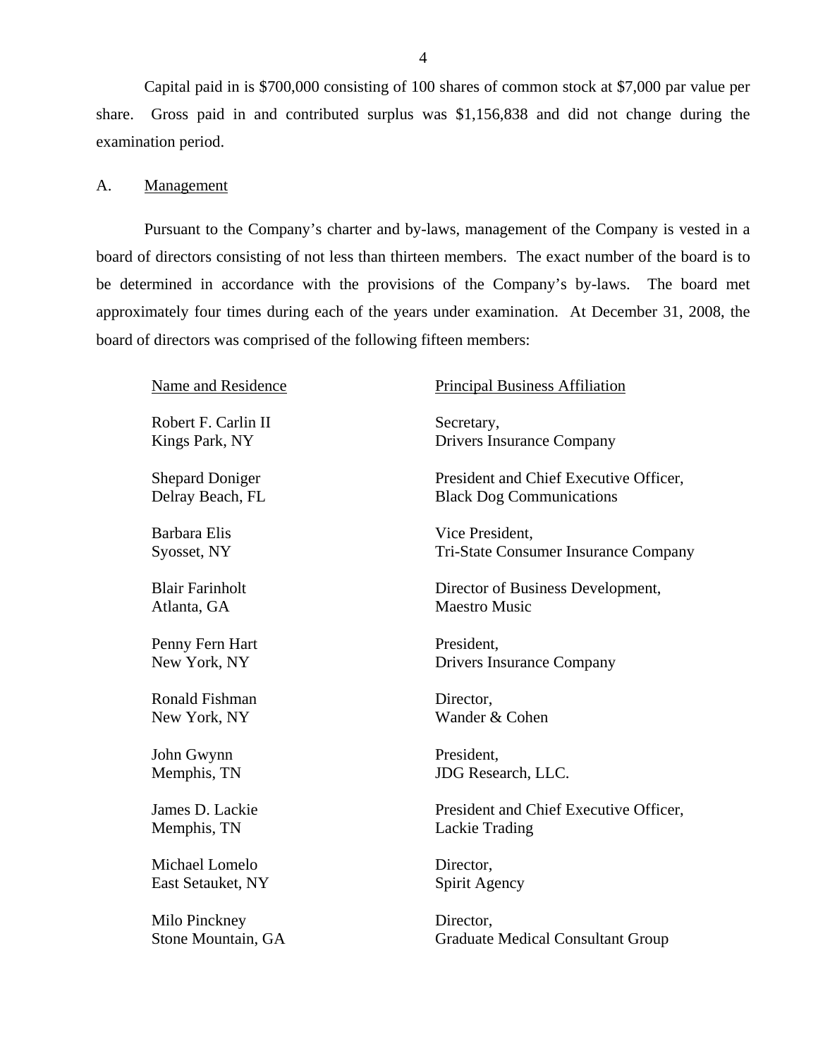Capital paid in is $700,000 consisting of 100 shares of common stock at $7,000 par value per share. Gross paid in and contributed surplus was $1,156,838 and did not change during the examination period.

## A. Management

Pursuant to the Company's charter and by-laws, management of the Company is vested in a board of directors consisting of not less than thirteen members. The exact number of the board is to be determined in accordance with the provisions of the Company's by-laws. The board met approximately four times during each of the years under examination. At December 31, 2008, the board of directors was comprised of the following fifteen members:

| Name and Residence | Principal Business Affiliation |
|---|---|
| Robert F. Carlin II<br>Kings Park, NY | Secretary,<br>Drivers Insurance Company |
| Shepard Doniger<br>Delray Beach, FL | President and Chief Executive Officer,<br>Black Dog Communications |
| Barbara Elis<br>Syosset, NY | Vice President,<br>Tri-State Consumer Insurance Company |
| Blair Farinholt<br>Atlanta, GA | Director of Business Development,<br>Maestro Music |
| Penny Fern Hart<br>New York, NY | President,<br>Drivers Insurance Company |
| Ronald Fishman<br>New York, NY | Director,<br>Wander & Cohen |
| John Gwynn<br>Memphis, TN | President,<br>JDG Research, LLC. |
| James D. Lackie<br>Memphis, TN | President and Chief Executive Officer,<br>Lackie Trading |
| Michael Lomelo<br>East Setauket, NY | Director,<br>Spirit Agency |
| Milo Pinckney<br>Stone Mountain, GA | Director,<br>Graduate Medical Consultant Group |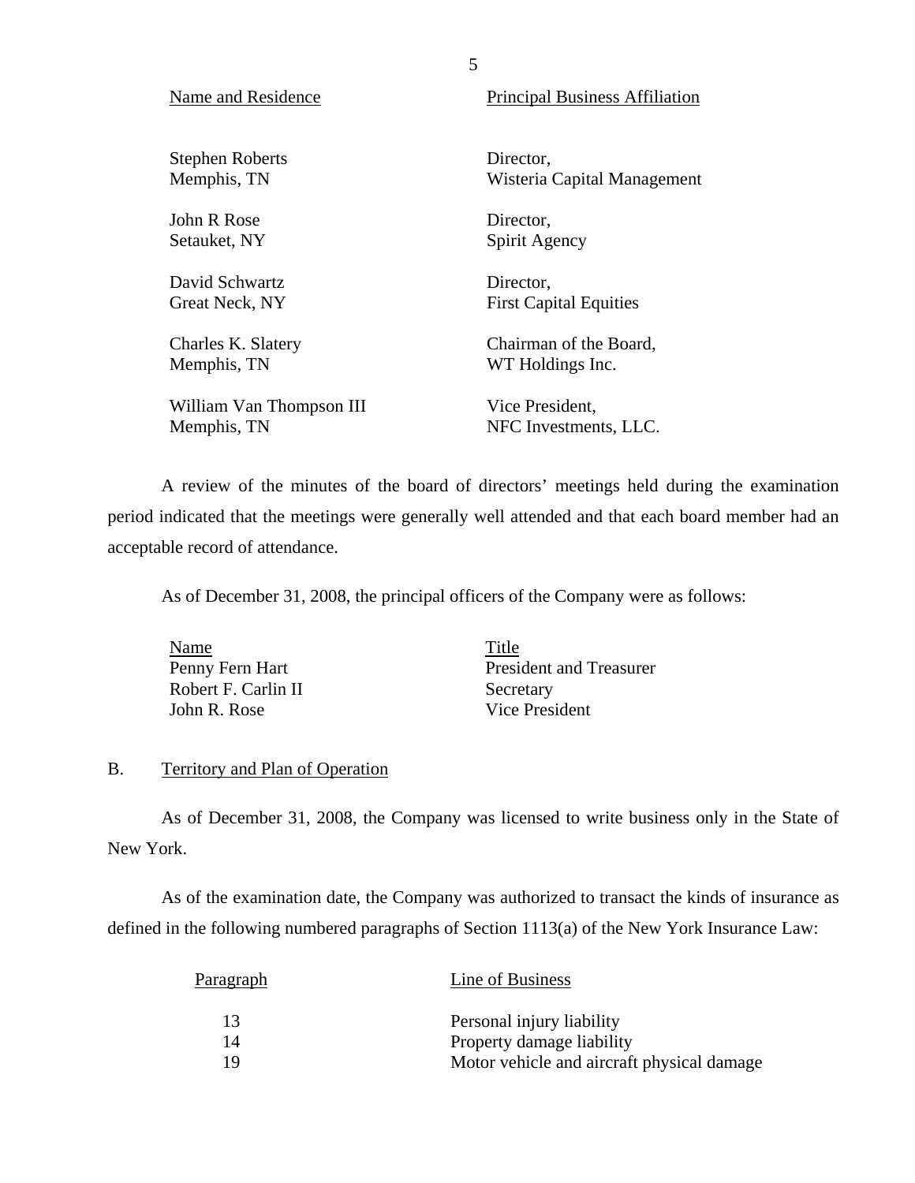| Name and Residence | Principal Business Affiliation |
|---|---|
| Stephen Roberts<br>Memphis, TN | Director,<br>Wisteria Capital Management |
| John R Rose<br>Setauket, NY | Director,<br>Spirit Agency |
| David Schwartz<br>Great Neck, NY | Director,<br>First Capital Equities |
| Charles K. Slatery<br>Memphis, TN | Chairman of the Board,<br>WT Holdings Inc. |
| William Van Thompson III<br>Memphis, TN | Vice President,<br>NFC Investments, LLC. |

A review of the minutes of the board of directors' meetings held during the examination period indicated that the meetings were generally well attended and that each board member had an acceptable record of attendance.

As of December 31, 2008, the principal officers of the Company were as follows:

| Name | Title |
|---|---|
| Penny Fern Hart | President and Treasurer |
| Robert F. Carlin II | Secretary |
| John R. Rose | Vice President |

## B. Territory and Plan of Operation

As of December 31, 2008, the Company was licensed to write business only in the State of New York.

As of the examination date, the Company was authorized to transact the kinds of insurance as defined in the following numbered paragraphs of Section 1113(a) of the New York Insurance Law:

| Paragraph | Line of Business |
|---|---|
| 13 | Personal injury liability |
| 14 | Property damage liability |
| 19 | Motor vehicle and aircraft physical damage |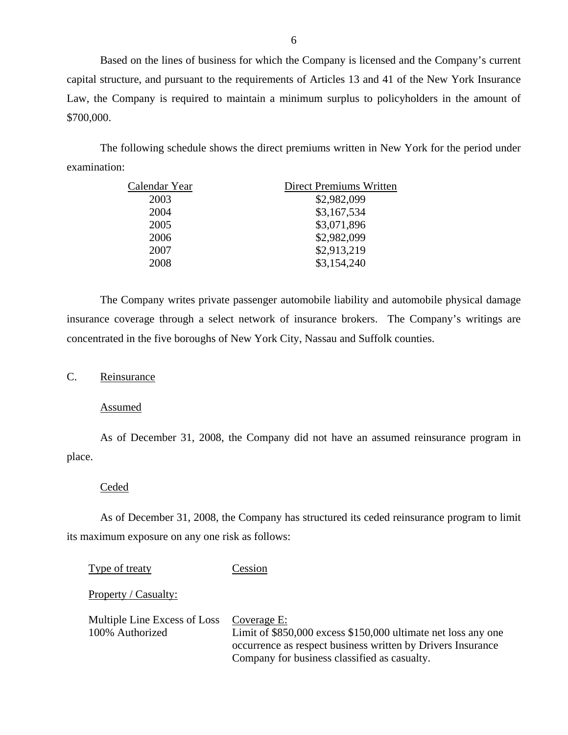Based on the lines of business for which the Company is licensed and the Company's current capital structure, and pursuant to the requirements of Articles 13 and 41 of the New York Insurance Law, the Company is required to maintain a minimum surplus to policyholders in the amount of $700,000.

The following schedule shows the direct premiums written in New York for the period under examination:

| Calendar Year | Direct Premiums Written |
|---|---|
| 2003 | $2,982,099 |
| 2004 | $3,167,534 |
| 2005 | $3,071,896 |
| 2006 | $2,982,099 |
| 2007 | $2,913,219 |
| 2008 | $3,154,240 |

The Company writes private passenger automobile liability and automobile physical damage insurance coverage through a select network of insurance brokers. The Company's writings are concentrated in the five boroughs of New York City, Nassau and Suffolk counties.

## C. Reinsurance

### Assumed

As of December 31, 2008, the Company did not have an assumed reinsurance program in place.

### Ceded

As of December 31, 2008, the Company has structured its ceded reinsurance program to limit its maximum exposure on any one risk as follows:

| Type of treaty | Cession |
|---|---|
| Property / Casualty: | |
| Multiple Line Excess of Loss 100% Authorized | Coverage E: Limit of $850,000 excess $150,000 ultimate net loss any one occurrence as respect business written by Drivers Insurance Company for business classified as casualty. |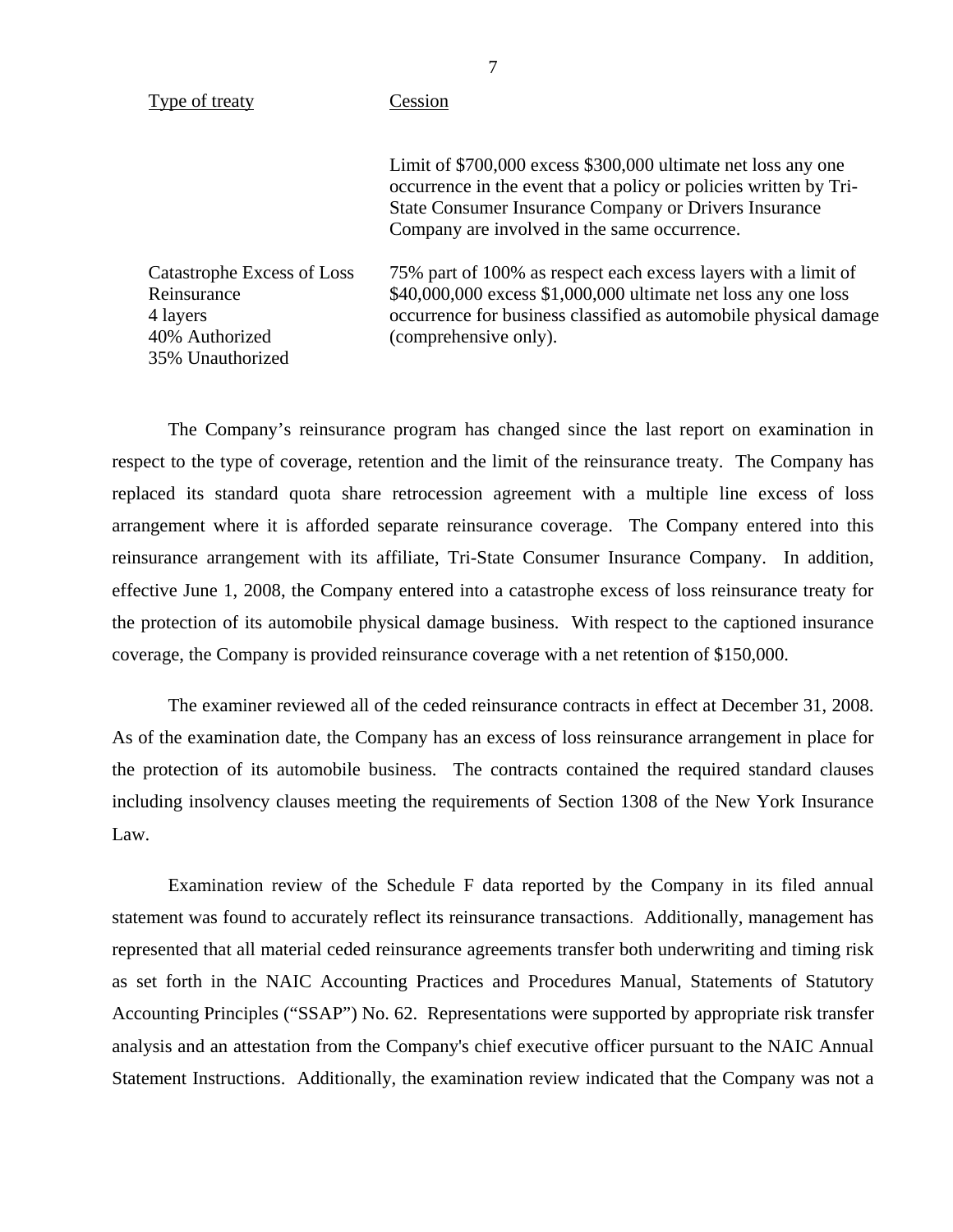| Type of treaty | Cession |
|---|---|
| | Limit of $700,000 excess $300,000 ultimate net loss any one occurrence in the event that a policy or policies written by Tri-State Consumer Insurance Company or Drivers Insurance Company are involved in the same occurrence. |
| Catastrophe Excess of Loss Reinsurance<br>4 layers<br>40% Authorized<br>35% Unauthorized | 75% part of 100% as respect each excess layers with a limit of $40,000,000 excess $1,000,000 ultimate net loss any one loss occurrence for business classified as automobile physical damage (comprehensive only). |

The Company's reinsurance program has changed since the last report on examination in respect to the type of coverage, retention and the limit of the reinsurance treaty. The Company has replaced its standard quota share retrocession agreement with a multiple line excess of loss arrangement where it is afforded separate reinsurance coverage. The Company entered into this reinsurance arrangement with its affiliate, Tri-State Consumer Insurance Company. In addition, effective June 1, 2008, the Company entered into a catastrophe excess of loss reinsurance treaty for the protection of its automobile physical damage business. With respect to the captioned insurance coverage, the Company is provided reinsurance coverage with a net retention of $150,000.

The examiner reviewed all of the ceded reinsurance contracts in effect at December 31, 2008. As of the examination date, the Company has an excess of loss reinsurance arrangement in place for the protection of its automobile business. The contracts contained the required standard clauses including insolvency clauses meeting the requirements of Section 1308 of the New York Insurance Law.

Examination review of the Schedule F data reported by the Company in its filed annual statement was found to accurately reflect its reinsurance transactions. Additionally, management has represented that all material ceded reinsurance agreements transfer both underwriting and timing risk as set forth in the NAIC Accounting Practices and Procedures Manual, Statements of Statutory Accounting Principles ("SSAP") No. 62. Representations were supported by appropriate risk transfer analysis and an attestation from the Company's chief executive officer pursuant to the NAIC Annual Statement Instructions. Additionally, the examination review indicated that the Company was not a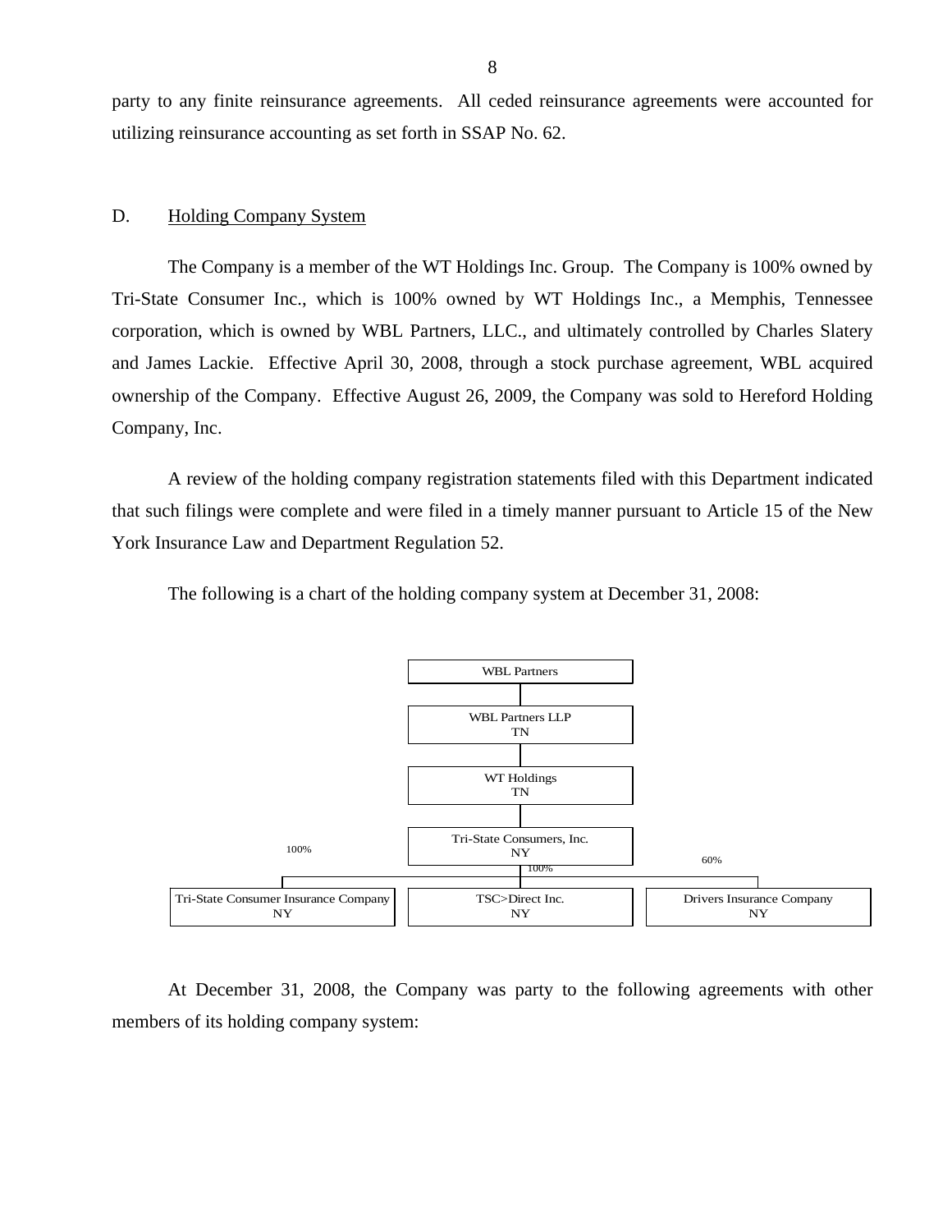party to any finite reinsurance agreements. All ceded reinsurance agreements were accounted for utilizing reinsurance accounting as set forth in SSAP No. 62.

## D. Holding Company System

The Company is a member of the WT Holdings Inc. Group. The Company is 100% owned by Tri-State Consumer Inc., which is 100% owned by WT Holdings Inc., a Memphis, Tennessee corporation, which is owned by WBL Partners, LLC., and ultimately controlled by Charles Slatery and James Lackie. Effective April 30, 2008, through a stock purchase agreement, WBL acquired ownership of the Company. Effective August 26, 2009, the Company was sold to Hereford Holding Company, Inc.

A review of the holding company registration statements filed with this Department indicated that such filings were complete and were filed in a timely manner pursuant to Article 15 of the New York Insurance Law and Department Regulation 52.

The following is a chart of the holding company system at December 31, 2008:

WBL Partners

WBL Partners LLP
TN

WT Holdings
TN

Tri-State Consumers, Inc.
NY

100%

100%

60%

Tri-State Consumer Insurance Company
NY

TSC>Direct Inc.
NY

Drivers Insurance Company
NY

At December 31, 2008, the Company was party to the following agreements with other members of its holding company system: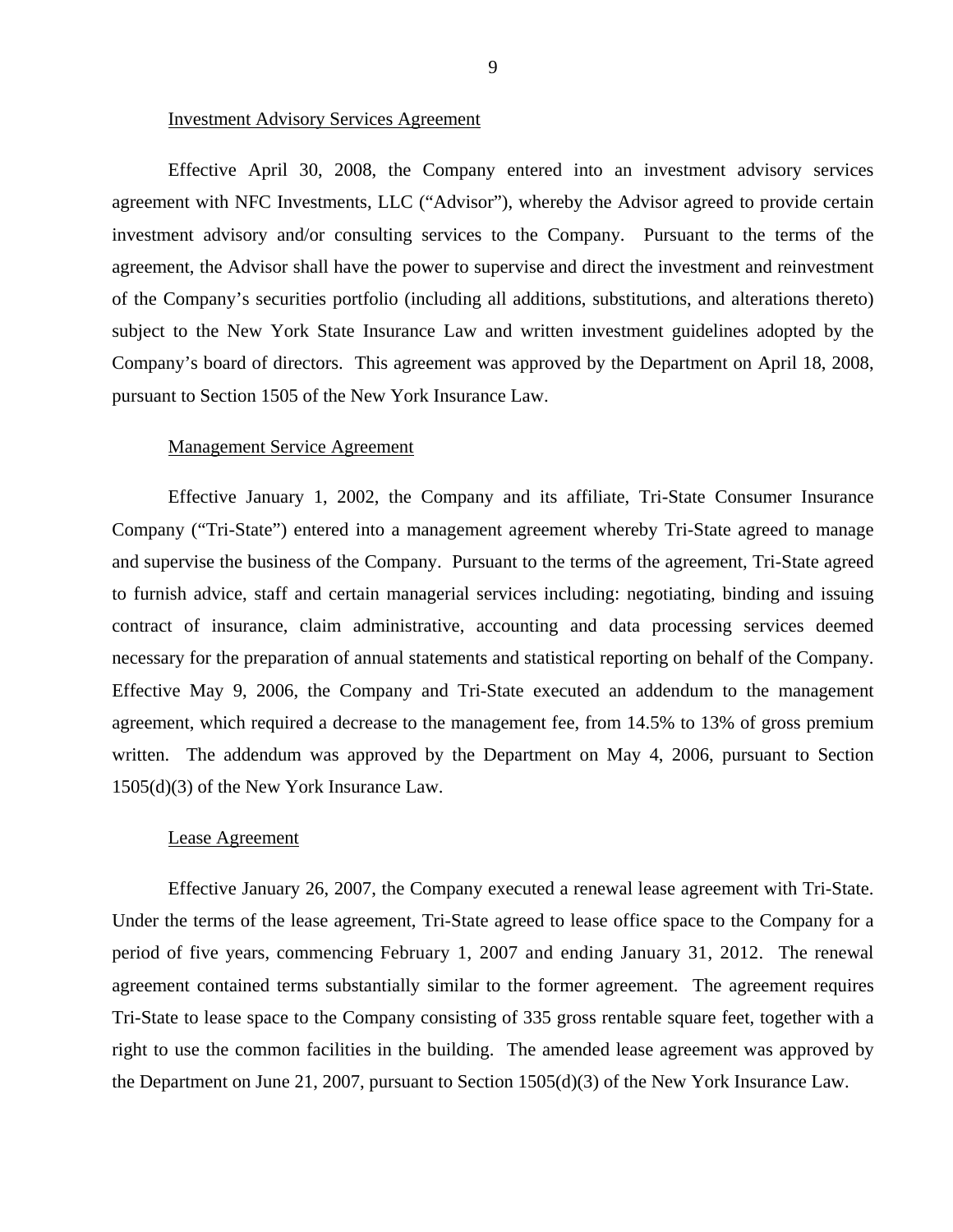Investment Advisory Services Agreement

Effective April 30, 2008, the Company entered into an investment advisory services agreement with NFC Investments, LLC ("Advisor"), whereby the Advisor agreed to provide certain investment advisory and/or consulting services to the Company. Pursuant to the terms of the agreement, the Advisor shall have the power to supervise and direct the investment and reinvestment of the Company's securities portfolio (including all additions, substitutions, and alterations thereto) subject to the New York State Insurance Law and written investment guidelines adopted by the Company's board of directors. This agreement was approved by the Department on April 18, 2008, pursuant to Section 1505 of the New York Insurance Law.

Management Service Agreement

Effective January 1, 2002, the Company and its affiliate, Tri-State Consumer Insurance Company ("Tri-State") entered into a management agreement whereby Tri-State agreed to manage and supervise the business of the Company. Pursuant to the terms of the agreement, Tri-State agreed to furnish advice, staff and certain managerial services including: negotiating, binding and issuing contract of insurance, claim administrative, accounting and data processing services deemed necessary for the preparation of annual statements and statistical reporting on behalf of the Company. Effective May 9, 2006, the Company and Tri-State executed an addendum to the management agreement, which required a decrease to the management fee, from 14.5% to 13% of gross premium written. The addendum was approved by the Department on May 4, 2006, pursuant to Section 1505(d)(3) of the New York Insurance Law.

Lease Agreement

Effective January 26, 2007, the Company executed a renewal lease agreement with Tri-State. Under the terms of the lease agreement, Tri-State agreed to lease office space to the Company for a period of five years, commencing February 1, 2007 and ending January 31, 2012. The renewal agreement contained terms substantially similar to the former agreement. The agreement requires Tri-State to lease space to the Company consisting of 335 gross rentable square feet, together with a right to use the common facilities in the building. The amended lease agreement was approved by the Department on June 21, 2007, pursuant to Section 1505(d)(3) of the New York Insurance Law.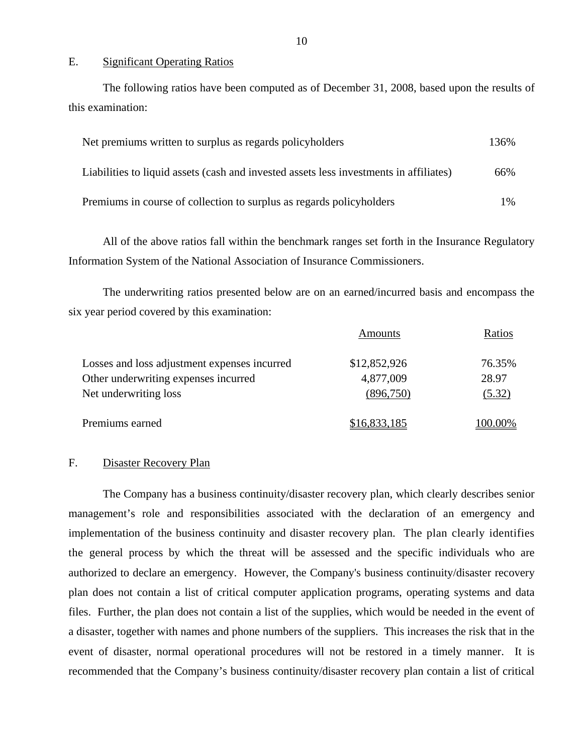## E. Significant Operating Ratios

The following ratios have been computed as of December 31, 2008, based upon the results of this examination:

| | |
|---|---|
| Net premiums written to surplus as regards policyholders | 136% |
| Liabilities to liquid assets (cash and invested assets less investments in affiliates) | 66% |
| Premiums in course of collection to surplus as regards policyholders | 1% |

All of the above ratios fall within the benchmark ranges set forth in the Insurance Regulatory Information System of the National Association of Insurance Commissioners.

The underwriting ratios presented below are on an earned/incurred basis and encompass the six year period covered by this examination:

| | Amounts | Ratios |
|---|---|---|
| Losses and loss adjustment expenses incurred | $12,852,926 | 76.35% |
| Other underwriting expenses incurred | 4,877,009 | 28.97 |
| Net underwriting loss | (896,750) | (5.32) |
| Premiums earned | $16,833,185 | 100.00% |

## F. Disaster Recovery Plan

The Company has a business continuity/disaster recovery plan, which clearly describes senior management's role and responsibilities associated with the declaration of an emergency and implementation of the business continuity and disaster recovery plan. The plan clearly identifies the general process by which the threat will be assessed and the specific individuals who are authorized to declare an emergency. However, the Company's business continuity/disaster recovery plan does not contain a list of critical computer application programs, operating systems and data files. Further, the plan does not contain a list of the supplies, which would be needed in the event of a disaster, together with names and phone numbers of the suppliers. This increases the risk that in the event of disaster, normal operational procedures will not be restored in a timely manner. It is recommended that the Company's business continuity/disaster recovery plan contain a list of critical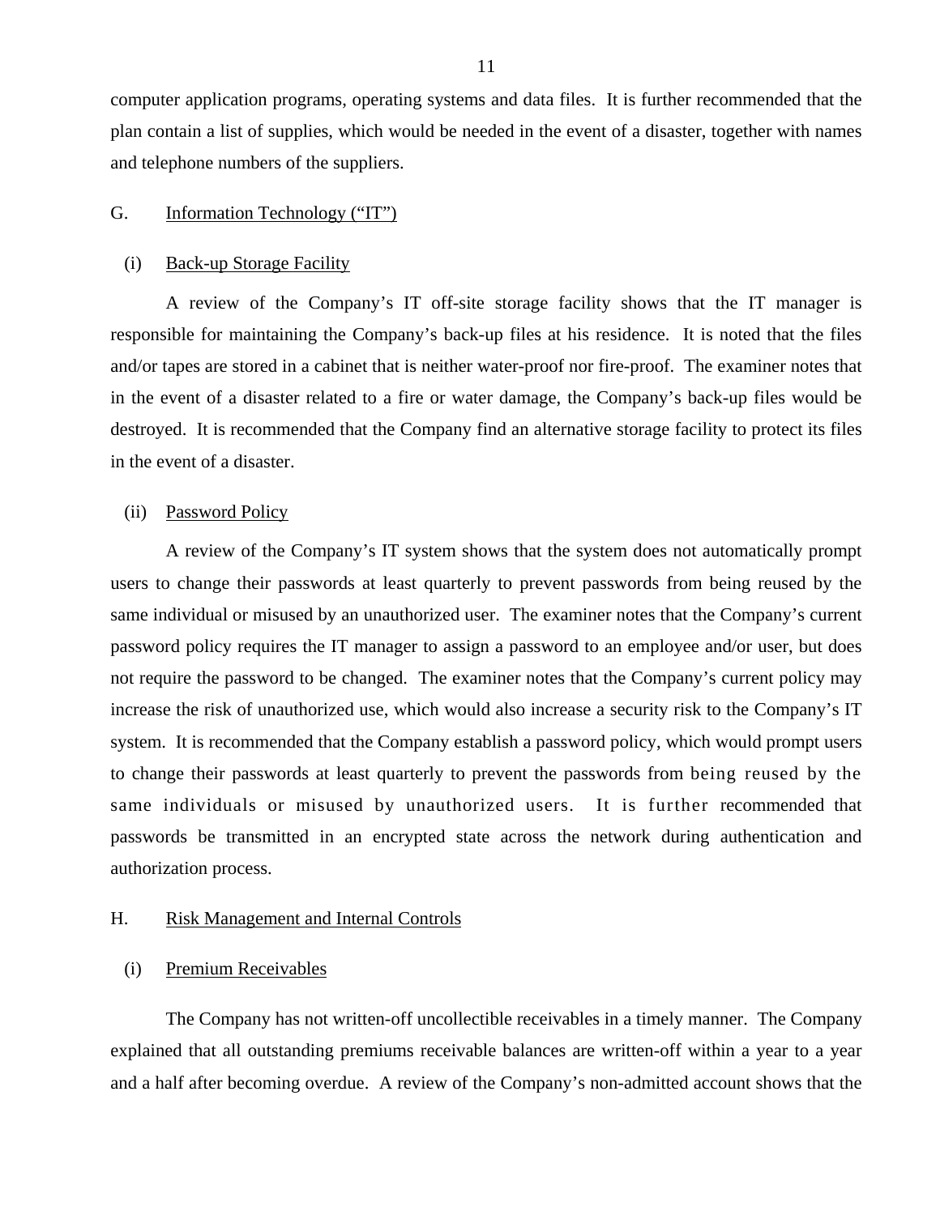computer application programs, operating systems and data files. It is further recommended that the plan contain a list of supplies, which would be needed in the event of a disaster, together with names and telephone numbers of the suppliers.

## G. Information Technology ("IT")

### (i) Back-up Storage Facility

A review of the Company's IT off-site storage facility shows that the IT manager is responsible for maintaining the Company's back-up files at his residence. It is noted that the files and/or tapes are stored in a cabinet that is neither water-proof nor fire-proof. The examiner notes that in the event of a disaster related to a fire or water damage, the Company's back-up files would be destroyed. It is recommended that the Company find an alternative storage facility to protect its files in the event of a disaster.

### (ii) Password Policy

A review of the Company's IT system shows that the system does not automatically prompt users to change their passwords at least quarterly to prevent passwords from being reused by the same individual or misused by an unauthorized user. The examiner notes that the Company's current password policy requires the IT manager to assign a password to an employee and/or user, but does not require the password to be changed. The examiner notes that the Company's current policy may increase the risk of unauthorized use, which would also increase a security risk to the Company's IT system. It is recommended that the Company establish a password policy, which would prompt users to change their passwords at least quarterly to prevent the passwords from being reused by the same individuals or misused by unauthorized users. It is further recommended that passwords be transmitted in an encrypted state across the network during authentication and authorization process.

## H. Risk Management and Internal Controls

### (i) Premium Receivables

The Company has not written-off uncollectible receivables in a timely manner. The Company explained that all outstanding premiums receivable balances are written-off within a year to a year and a half after becoming overdue. A review of the Company's non-admitted account shows that the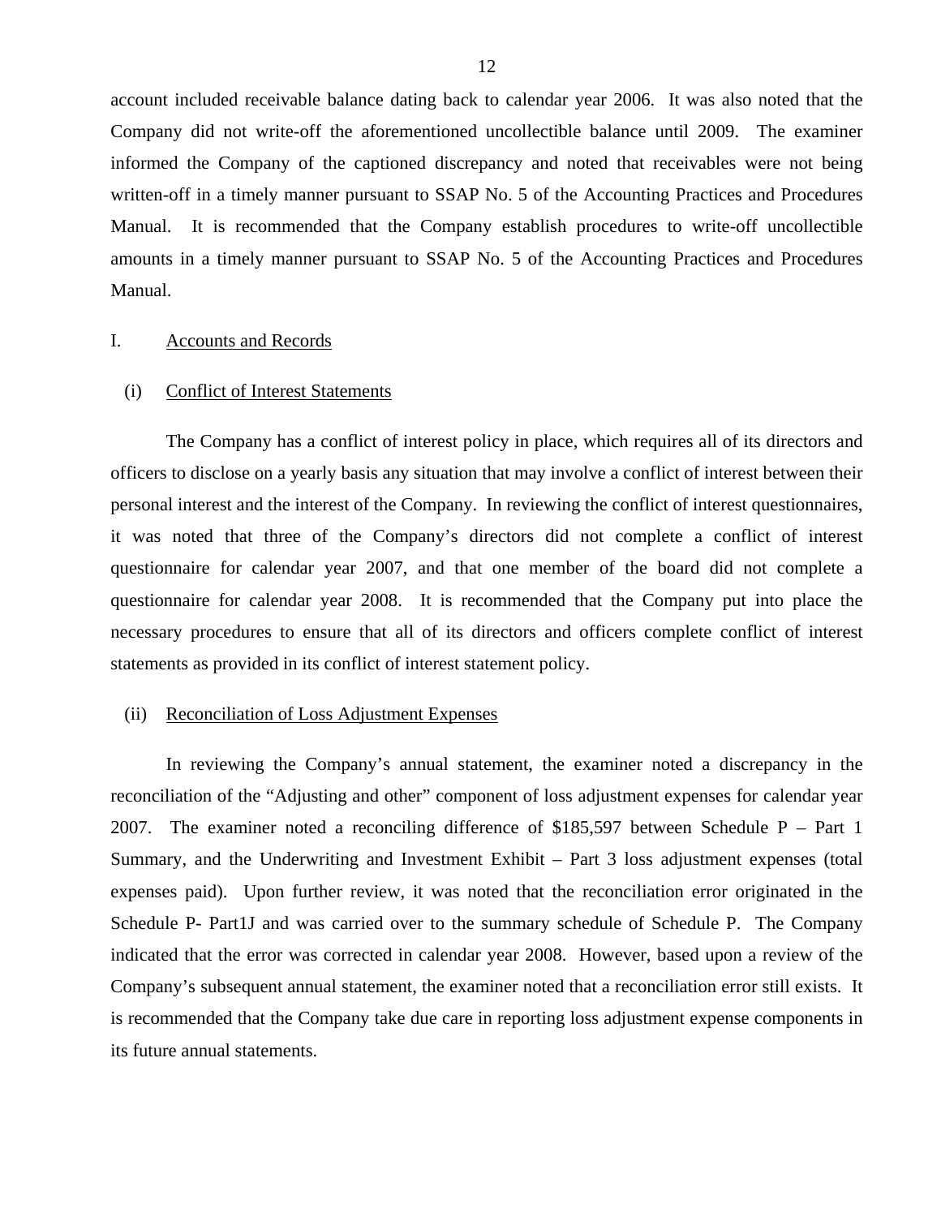account included receivable balance dating back to calendar year 2006. It was also noted that the Company did not write-off the aforementioned uncollectible balance until 2009. The examiner informed the Company of the captioned discrepancy and noted that receivables were not being written-off in a timely manner pursuant to SSAP No. 5 of the Accounting Practices and Procedures Manual. It is recommended that the Company establish procedures to write-off uncollectible amounts in a timely manner pursuant to SSAP No. 5 of the Accounting Practices and Procedures Manual.

## I. Accounts and Records

### (i) Conflict of Interest Statements

The Company has a conflict of interest policy in place, which requires all of its directors and officers to disclose on a yearly basis any situation that may involve a conflict of interest between their personal interest and the interest of the Company. In reviewing the conflict of interest questionnaires, it was noted that three of the Company's directors did not complete a conflict of interest questionnaire for calendar year 2007, and that one member of the board did not complete a questionnaire for calendar year 2008. It is recommended that the Company put into place the necessary procedures to ensure that all of its directors and officers complete conflict of interest statements as provided in its conflict of interest statement policy.

### (ii) Reconciliation of Loss Adjustment Expenses

In reviewing the Company's annual statement, the examiner noted a discrepancy in the reconciliation of the "Adjusting and other" component of loss adjustment expenses for calendar year 2007. The examiner noted a reconciling difference of $185,597 between Schedule P – Part 1 Summary, and the Underwriting and Investment Exhibit – Part 3 loss adjustment expenses (total expenses paid). Upon further review, it was noted that the reconciliation error originated in the Schedule P- Part1J and was carried over to the summary schedule of Schedule P. The Company indicated that the error was corrected in calendar year 2008. However, based upon a review of the Company's subsequent annual statement, the examiner noted that a reconciliation error still exists. It is recommended that the Company take due care in reporting loss adjustment expense components in its future annual statements.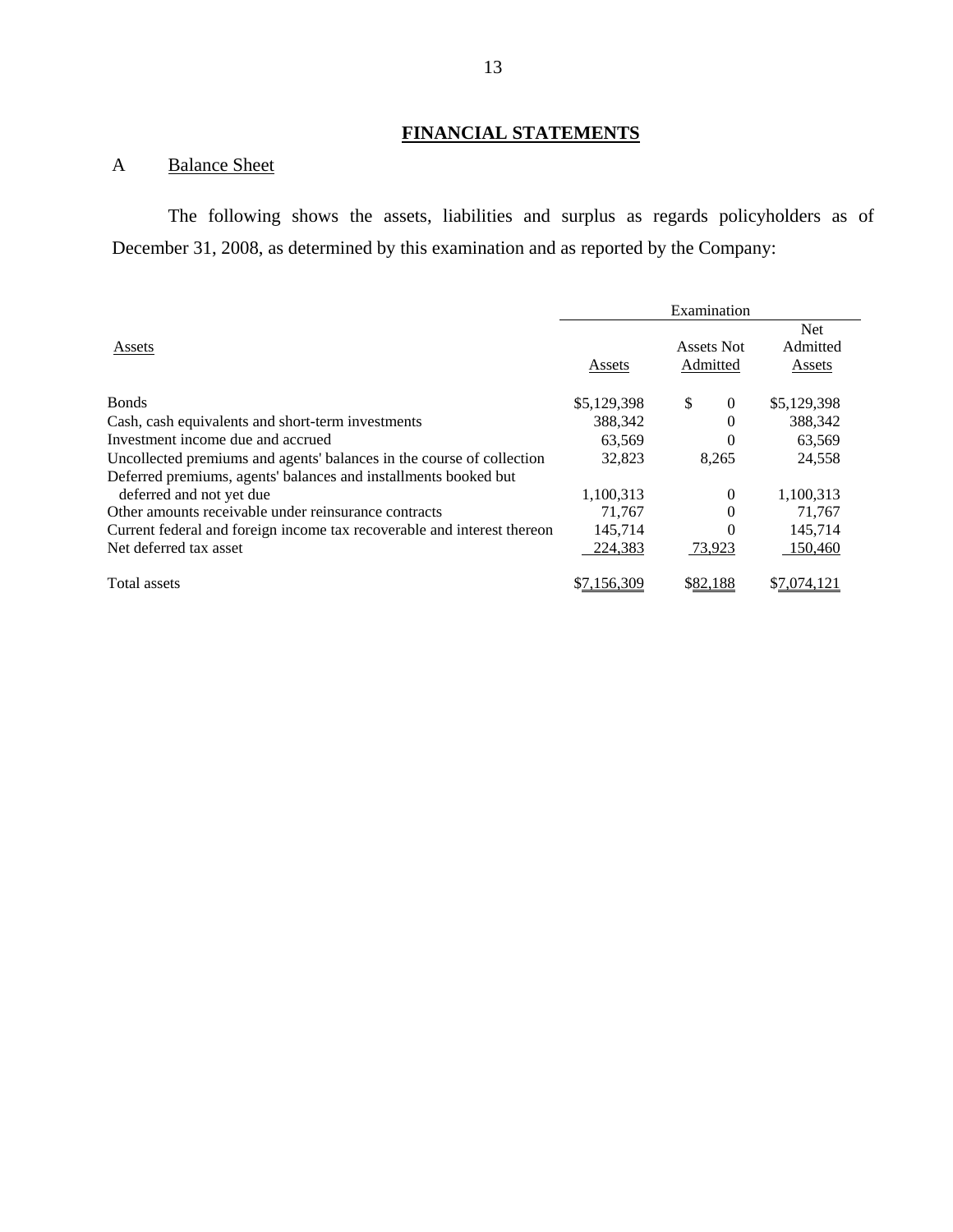## FINANCIAL STATEMENTS

A Balance Sheet

The following shows the assets, liabilities and surplus as regards policyholders as of December 31, 2008, as determined by this examination and as reported by the Company:

| | Examination | | |
|---|---|---|---|
| Assets | Assets | Assets Not Admitted | Net Admitted Assets |
| Bonds | $5,129,398 | $ 0 | $5,129,398 |
| Cash, cash equivalents and short-term investments | 388,342 | 0 | 388,342 |
| Investment income due and accrued | 63,569 | 0 | 63,569 |
| Uncollected premiums and agents' balances in the course of collection | 32,823 | 8,265 | 24,558 |
| Deferred premiums, agents' balances and installments booked but deferred and not yet due | 1,100,313 | 0 | 1,100,313 |
| Other amounts receivable under reinsurance contracts | 71,767 | 0 | 71,767 |
| Current federal and foreign income tax recoverable and interest thereon | 145,714 | 0 | 145,714 |
| Net deferred tax asset | 224,383 | 73,923 | 150,460 |
| Total assets | $7,156,309 | $82,188 | $7,074,121 |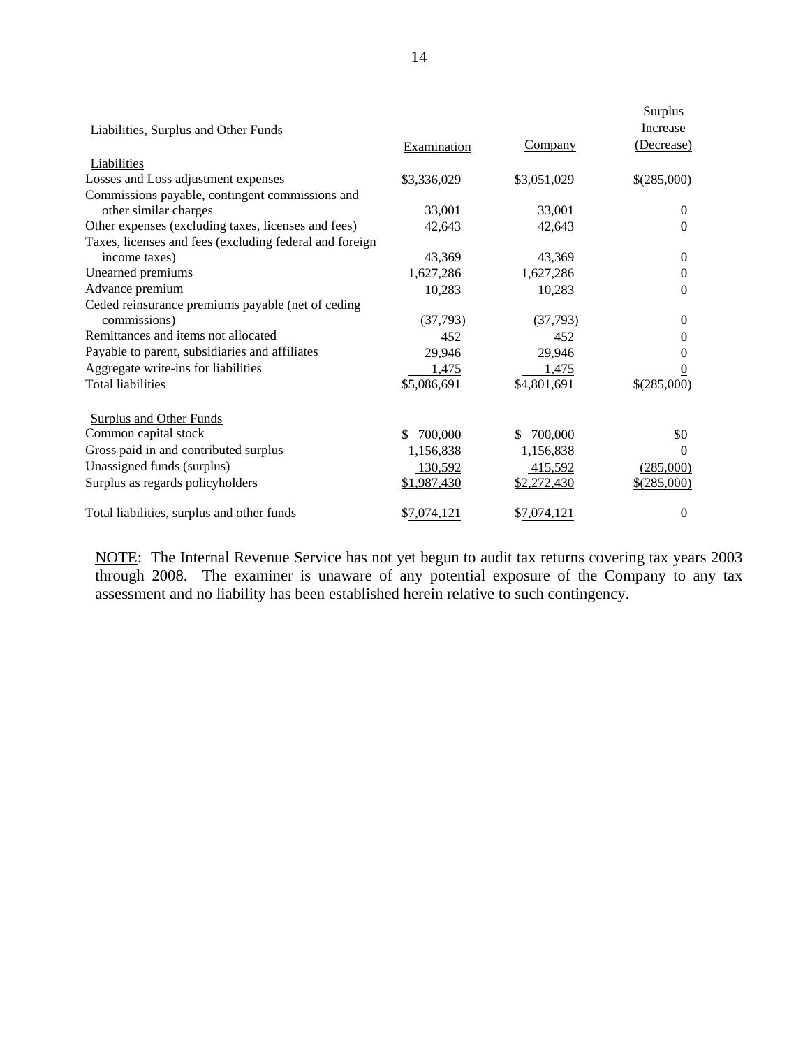| Liabilities, Surplus and Other Funds | Examination | Company | Surplus Increase (Decrease) |
|---|---|---|---|
| Liabilities | | | |
| Losses and Loss adjustment expenses | $3,336,029 | $3,051,029 | $(285,000) |
| Commissions payable, contingent commissions and other similar charges | 33,001 | 33,001 | 0 |
| Other expenses (excluding taxes, licenses and fees) | 42,643 | 42,643 | 0 |
| Taxes, licenses and fees (excluding federal and foreign income taxes) | 43,369 | 43,369 | 0 |
| Unearned premiums | 1,627,286 | 1,627,286 | 0 |
| Advance premium | 10,283 | 10,283 | 0 |
| Ceded reinsurance premiums payable (net of ceding commissions) | (37,793) | (37,793) | 0 |
| Remittances and items not allocated | 452 | 452 | 0 |
| Payable to parent, subsidiaries and affiliates | 29,946 | 29,946 | 0 |
| Aggregate write-ins for liabilities | 1,475 | 1,475 | 0 |
| Total liabilities | $5,086,691 | $4,801,691 | $(285,000) |
| Surplus and Other Funds | | | |
| Common capital stock | $ 700,000 | $ 700,000 | $0 |
| Gross paid in and contributed surplus | 1,156,838 | 1,156,838 | 0 |
| Unassigned funds (surplus) | 130,592 | 415,592 | (285,000) |
| Surplus as regards policyholders | $1,987,430 | $2,272,430 | $(285,000) |
| Total liabilities, surplus and other funds | $7,074,121 | $7,074,121 | 0 |

NOTE: The Internal Revenue Service has not yet begun to audit tax returns covering tax years 2003 through 2008. The examiner is unaware of any potential exposure of the Company to any tax assessment and no liability has been established herein relative to such contingency.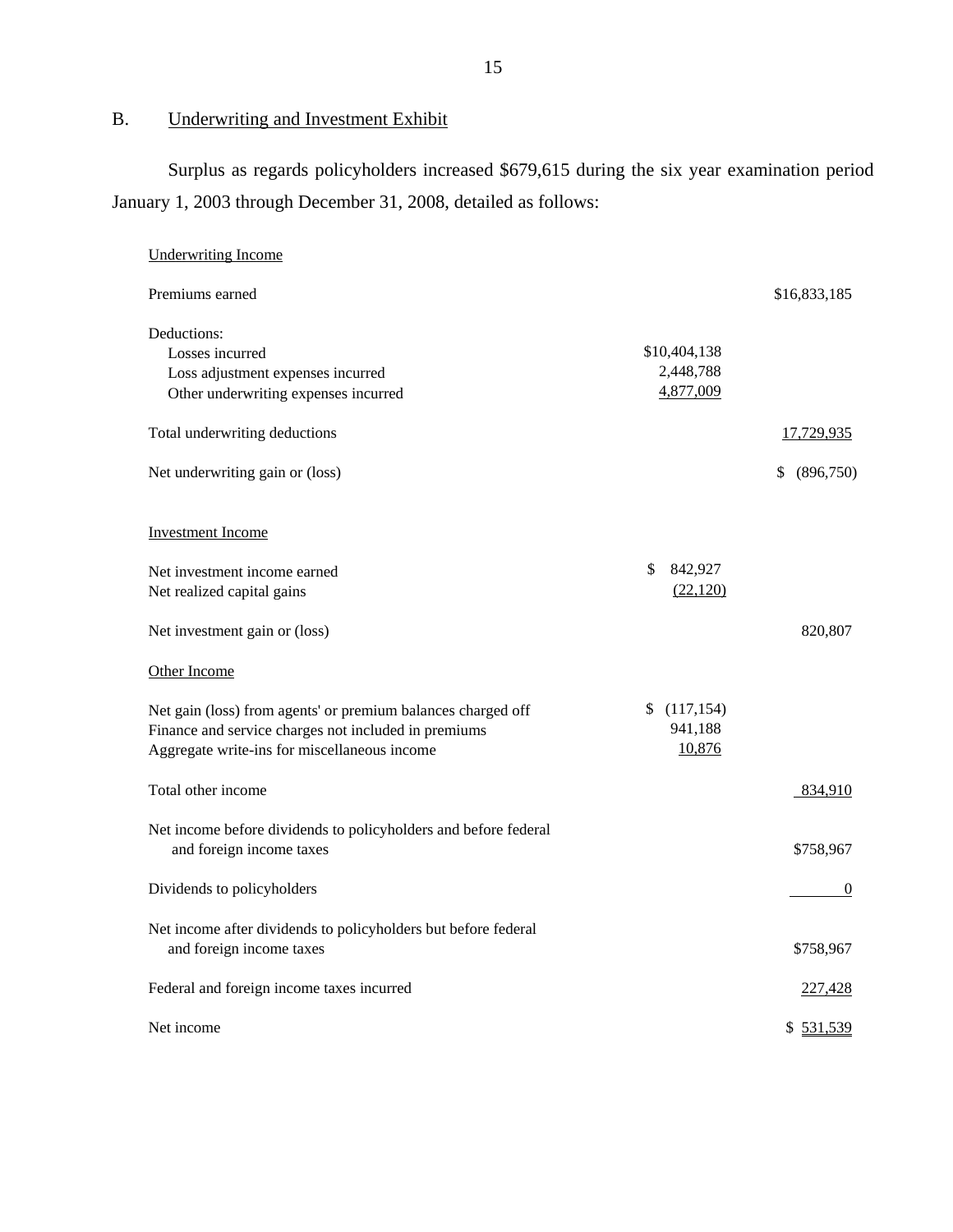## B. Underwriting and Investment Exhibit

Surplus as regards policyholders increased $679,615 during the six year examination period January 1, 2003 through December 31, 2008, detailed as follows:

| | | |
|---|---|---|
| Underwriting Income | | |
| Premiums earned | | $16,833,185 |
| Deductions: | | |
| Losses incurred | $10,404,138 | |
| Loss adjustment expenses incurred | 2,448,788 | |
| Other underwriting expenses incurred | 4,877,009 | |
| Total underwriting deductions | | 17,729,935 |
| Net underwriting gain or (loss) | | $ (896,750) |
| Investment Income | | |
| Net investment income earned | $ 842,927 | |
| Net realized capital gains | (22,120) | |
| Net investment gain or (loss) | | 820,807 |
| Other Income | | |
| Net gain (loss) from agents' or premium balances charged off | $ (117,154) | |
| Finance and service charges not included in premiums | 941,188 | |
| Aggregate write-ins for miscellaneous income | 10,876 | |
| Total other income | | 834,910 |
| Net income before dividends to policyholders and before federal and foreign income taxes | | $758,967 |
| Dividends to policyholders | | 0 |
| Net income after dividends to policyholders but before federal and foreign income taxes | | $758,967 |
| Federal and foreign income taxes incurred | | 227,428 |
| Net income | | $ 531,539 |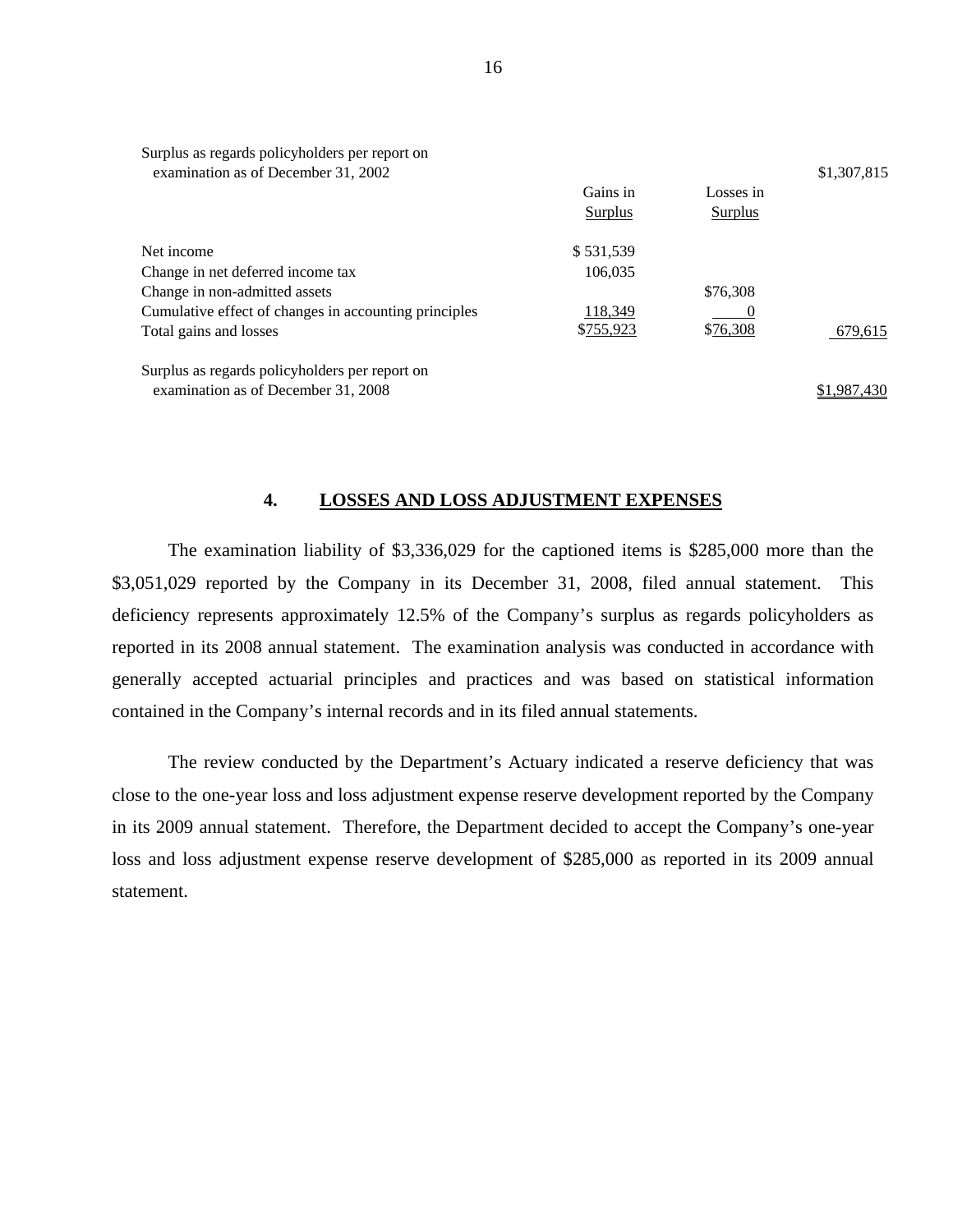| | Gains in Surplus | Losses in Surplus | |
|---|---|---|---|
| Surplus as regards policyholders per report on examination as of December 31, 2002 | | | $1,307,815 |
| Net income | $ 531,539 | | |
| Change in net deferred income tax | 106,035 | | |
| Change in non-admitted assets | | $76,308 | |
| Cumulative effect of changes in accounting principles | 118,349 | 0 | |
| Total gains and losses | $755,923 | $76,308 | 679,615 |
| Surplus as regards policyholders per report on examination as of December 31, 2008 | | | $1,987,430 |

## 4. LOSSES AND LOSS ADJUSTMENT EXPENSES

The examination liability of $3,336,029 for the captioned items is $285,000 more than the $3,051,029 reported by the Company in its December 31, 2008, filed annual statement. This deficiency represents approximately 12.5% of the Company's surplus as regards policyholders as reported in its 2008 annual statement. The examination analysis was conducted in accordance with generally accepted actuarial principles and practices and was based on statistical information contained in the Company's internal records and in its filed annual statements.

The review conducted by the Department's Actuary indicated a reserve deficiency that was close to the one-year loss and loss adjustment expense reserve development reported by the Company in its 2009 annual statement. Therefore, the Department decided to accept the Company's one-year loss and loss adjustment expense reserve development of $285,000 as reported in its 2009 annual statement.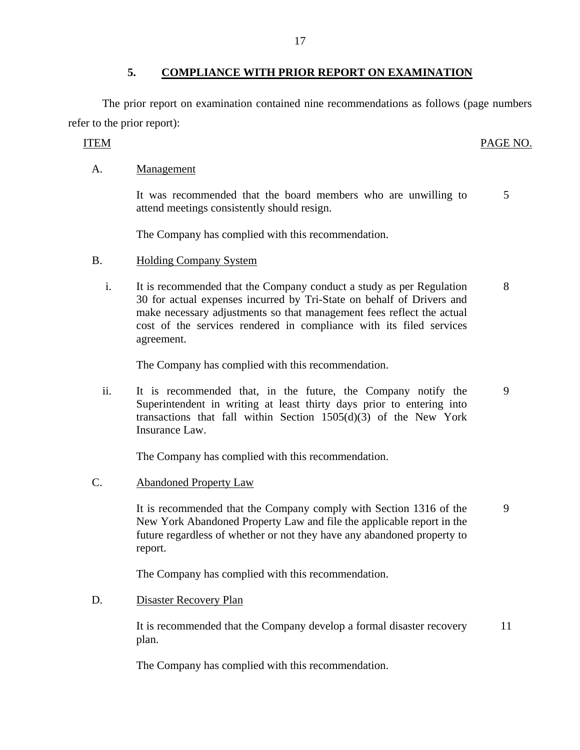## 5. COMPLIANCE WITH PRIOR REPORT ON EXAMINATION

The prior report on examination contained nine recommendations as follows (page numbers refer to the prior report):

| ITEM | | PAGE NO. |
|---|---|---|
| A. | Management | |
| | It was recommended that the board members who are unwilling to attend meetings consistently should resign. | 5 |
| | The Company has complied with this recommendation. | |
| B. | Holding Company System | |
| i. | It is recommended that the Company conduct a study as per Regulation 30 for actual expenses incurred by Tri-State on behalf of Drivers and make necessary adjustments so that management fees reflect the actual cost of the services rendered in compliance with its filed services agreement. | 8 |
| | The Company has complied with this recommendation. | |
| ii. | It is recommended that, in the future, the Company notify the Superintendent in writing at least thirty days prior to entering into transactions that fall within Section 1505(d)(3) of the New York Insurance Law. | 9 |
| | The Company has complied with this recommendation. | |
| C. | Abandoned Property Law | |
| | It is recommended that the Company comply with Section 1316 of the New York Abandoned Property Law and file the applicable report in the future regardless of whether or not they have any abandoned property to report. | 9 |
| | The Company has complied with this recommendation. | |
| D. | Disaster Recovery Plan | |
| | It is recommended that the Company develop a formal disaster recovery plan. | 11 |
| | The Company has complied with this recommendation. | |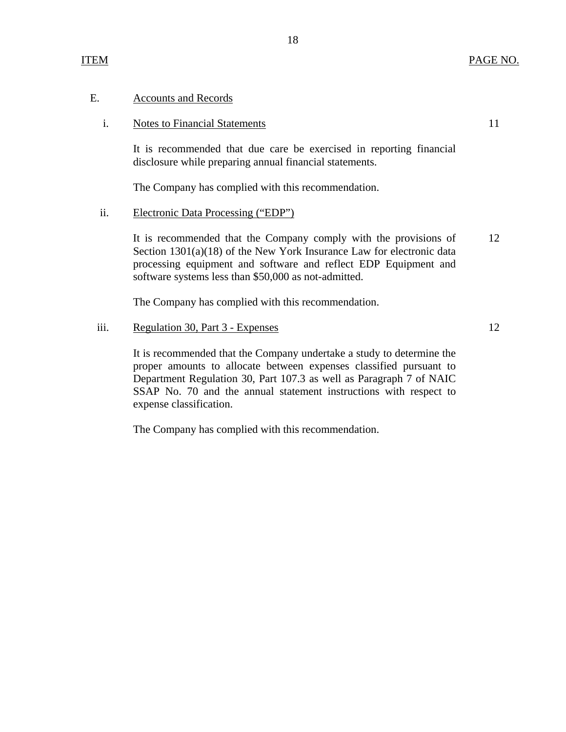| ITEM | | PAGE NO. |
|---|---|---|
| E. | Accounts and Records | |
| i. | Notes to Financial Statements | 11 |
| | It is recommended that due care be exercised in reporting financial disclosure while preparing annual financial statements. | |
| | The Company has complied with this recommendation. | |
| ii. | Electronic Data Processing ("EDP") | |
| | It is recommended that the Company comply with the provisions of Section 1301(a)(18) of the New York Insurance Law for electronic data processing equipment and software and reflect EDP Equipment and software systems less than $50,000 as not-admitted. | 12 |
| | The Company has complied with this recommendation. | |
| iii. | Regulation 30, Part 3 - Expenses | 12 |
| | It is recommended that the Company undertake a study to determine the proper amounts to allocate between expenses classified pursuant to Department Regulation 30, Part 107.3 as well as Paragraph 7 of NAIC SSAP No. 70 and the annual statement instructions with respect to expense classification. | |
| | The Company has complied with this recommendation. | |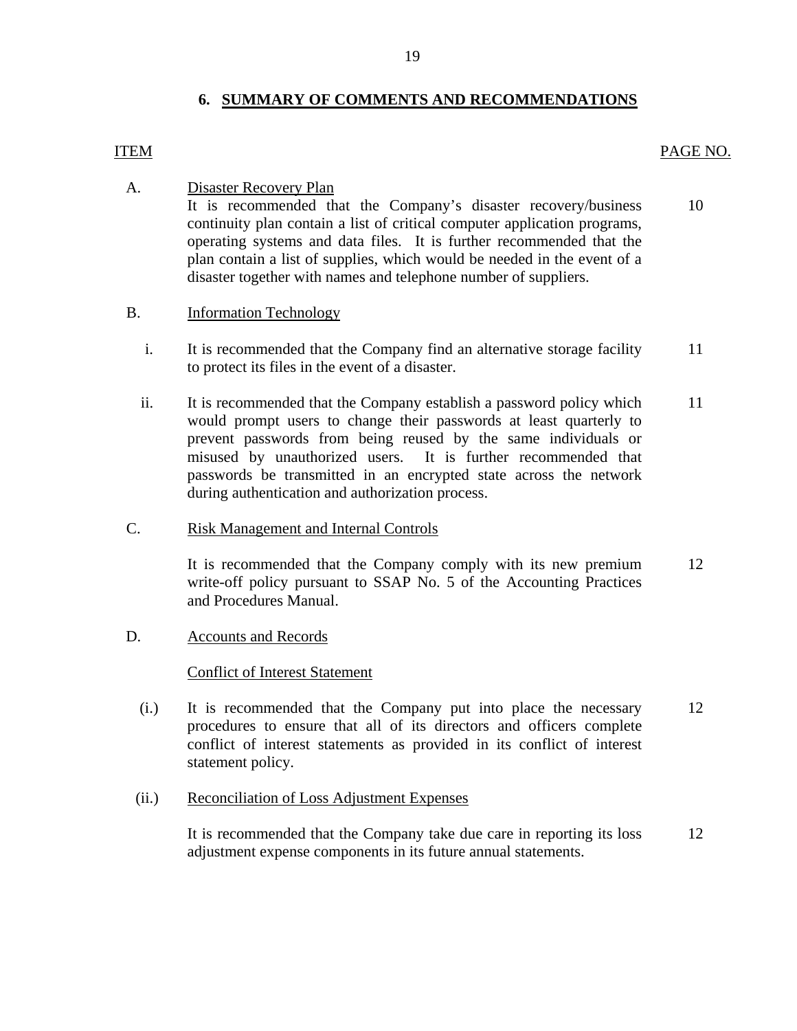## 6. SUMMARY OF COMMENTS AND RECOMMENDATIONS

| ITEM | | PAGE NO. |
|---|---|---|
| A. | Disaster Recovery Plan<br>It is recommended that the Company's disaster recovery/business continuity plan contain a list of critical computer application programs, operating systems and data files. It is further recommended that the plan contain a list of supplies, which would be needed in the event of a disaster together with names and telephone number of suppliers. | 10 |
| B. | Information Technology | |
| i. | It is recommended that the Company find an alternative storage facility to protect its files in the event of a disaster. | 11 |
| ii. | It is recommended that the Company establish a password policy which would prompt users to change their passwords at least quarterly to prevent passwords from being reused by the same individuals or misused by unauthorized users. It is further recommended that passwords be transmitted in an encrypted state across the network during authentication and authorization process. | 11 |
| C. | Risk Management and Internal Controls<br>It is recommended that the Company comply with its new premium write-off policy pursuant to SSAP No. 5 of the Accounting Practices and Procedures Manual. | 12 |
| D. | Accounts and Records<br>Conflict of Interest Statement | |
| (i.) | It is recommended that the Company put into place the necessary procedures to ensure that all of its directors and officers complete conflict of interest statements as provided in its conflict of interest statement policy. | 12 |
| (ii.) | Reconciliation of Loss Adjustment Expenses<br>It is recommended that the Company take due care in reporting its loss adjustment expense components in its future annual statements. | 12 |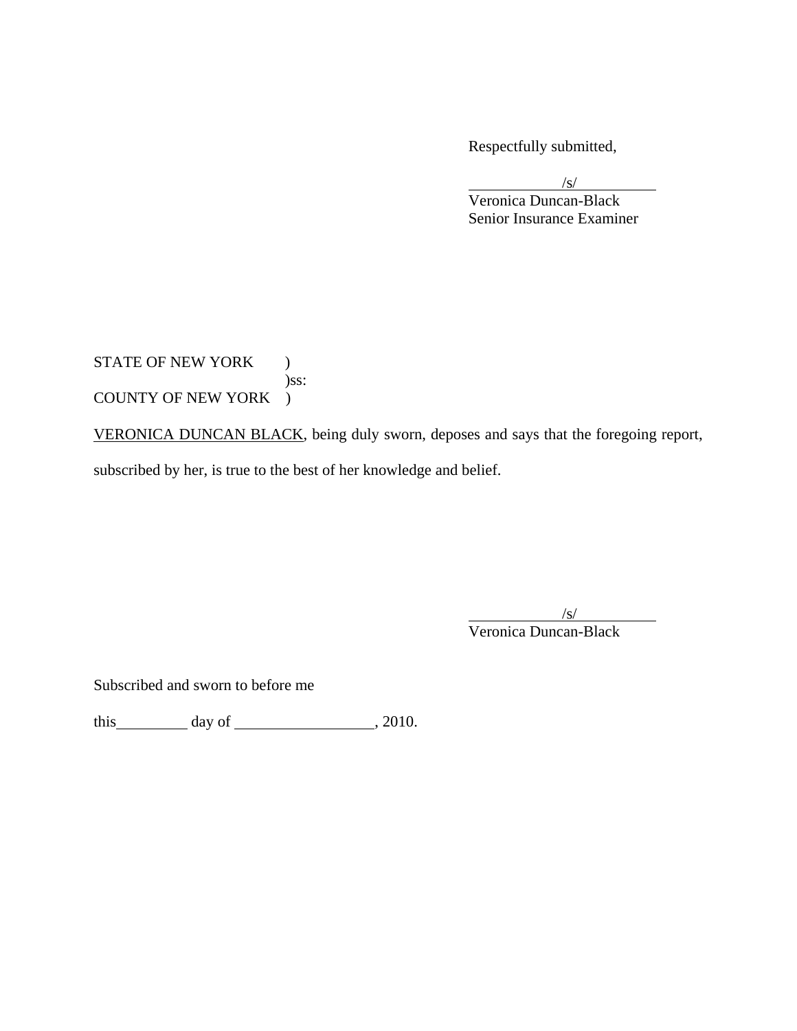Respectfully submitted,

/s/

Veronica Duncan-Black
Senior Insurance Examiner

STATE OF NEW YORK )
)ss:
COUNTY OF NEW YORK )

VERONICA DUNCAN BLACK, being duly sworn, deposes and says that the foregoing report, subscribed by her, is true to the best of her knowledge and belief.

/s/

Veronica Duncan-Black

Subscribed and sworn to before me

this\_\_\_\_\_\_\_\_\_ day of \_\_\_\_\_\_\_\_\_\_\_\_\_\_\_\_\_\_, 2010.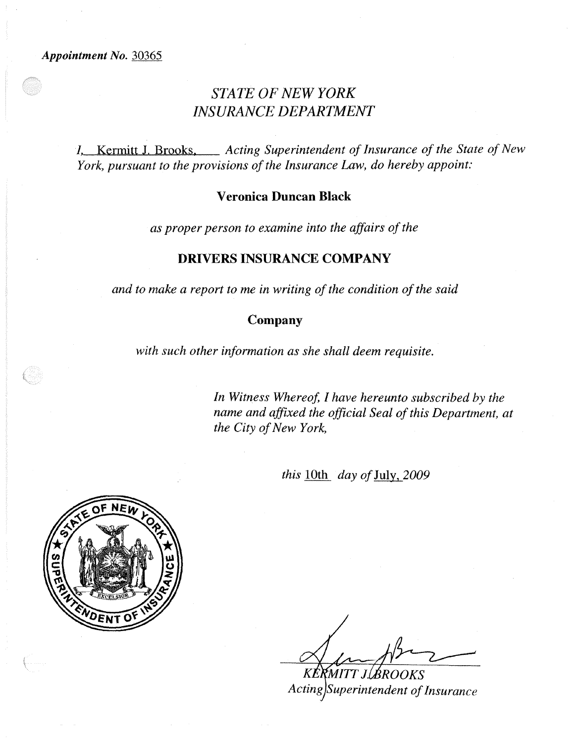*Appointment No.* 30365

# *STATE OF NEW YORK*
# *INSURANCE DEPARTMENT*

*I,* Kermitt J. Brooks, *Acting Superintendent of Insurance of the State of New York, pursuant to the provisions of the Insurance Law, do hereby appoint:*

**Veronica Duncan Black**

*as proper person to examine into the affairs of the*

**DRIVERS INSURANCE COMPANY**

*and to make a report to me in writing of the condition of the said*

**Company**

*with such other information as she shall deem requisite.*

*In Witness Whereof, I have hereunto subscribed by the name and affixed the official Seal of this Department, at the City of New York,*

*this* 10th *day of* July, *2009*

STATE OF NEW YORK ★ SUPERINTENDENT OF INSURANCE ★ EXCELSIOR

KERMITT J. BROOKS
*Acting Superintendent of Insurance*